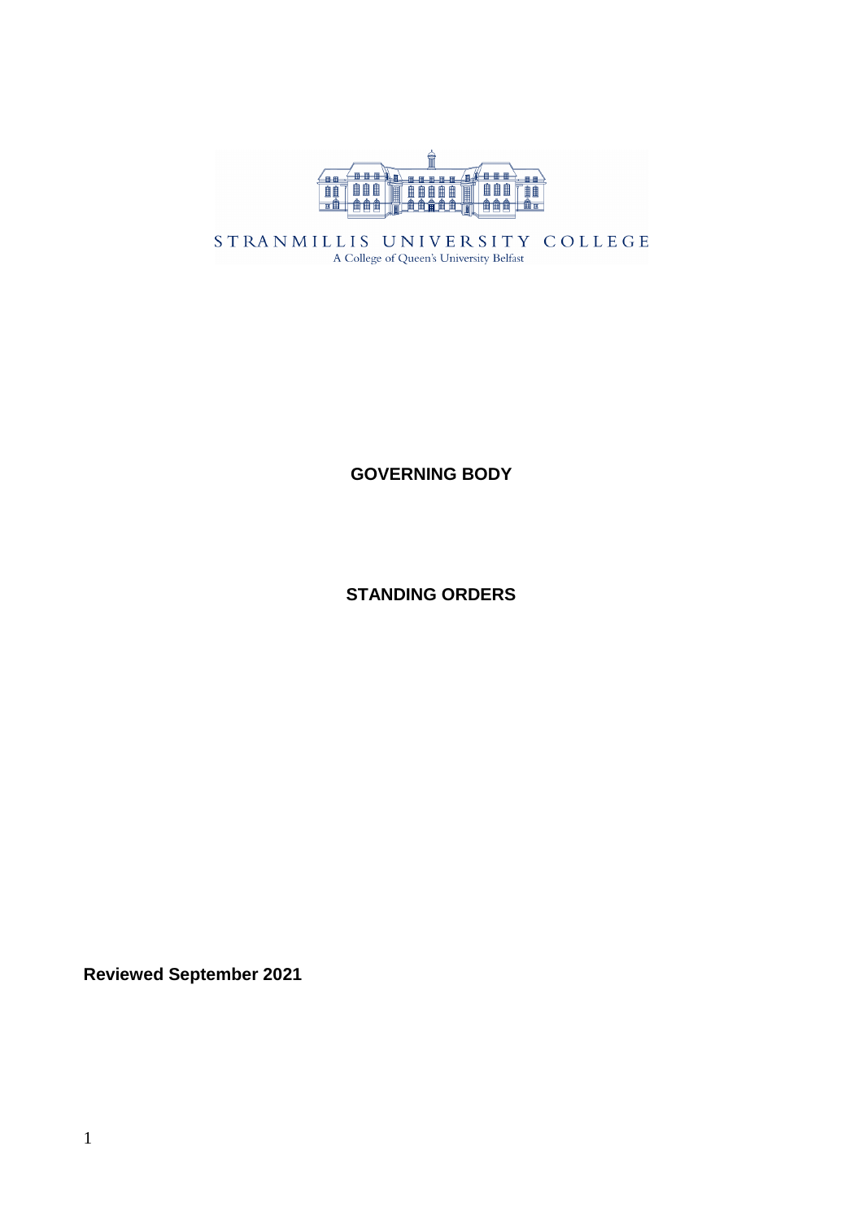STRANMILLIS UNIVERSITY COLLEGE

A College of Queen's University Belfast

# GOVERNING BODY

# STANDING ORDERS

**Reviewed September 2021**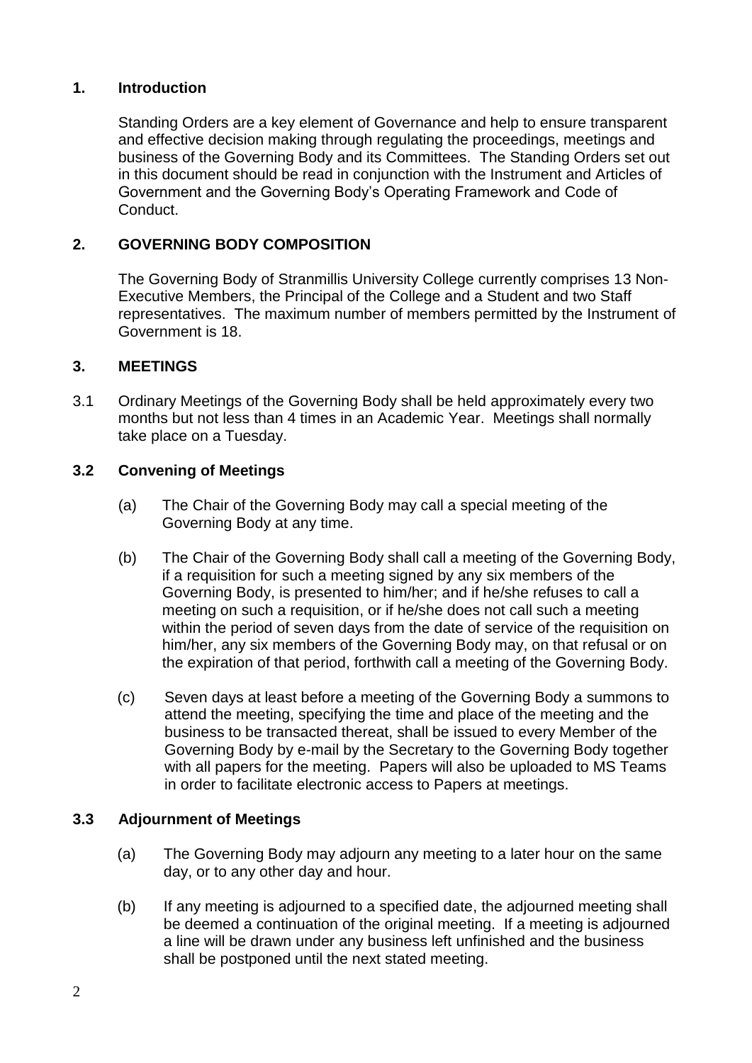## 1. Introduction

Standing Orders are a key element of Governance and help to ensure transparent and effective decision making through regulating the proceedings, meetings and business of the Governing Body and its Committees. The Standing Orders set out in this document should be read in conjunction with the Instrument and Articles of Government and the Governing Body's Operating Framework and Code of Conduct.

## 2. GOVERNING BODY COMPOSITION

The Governing Body of Stranmillis University College currently comprises 13 Non-Executive Members, the Principal of the College and a Student and two Staff representatives. The maximum number of members permitted by the Instrument of Government is 18.

## 3. MEETINGS

3.1 Ordinary Meetings of the Governing Body shall be held approximately every two months but not less than 4 times in an Academic Year. Meetings shall normally take place on a Tuesday.

### 3.2 Convening of Meetings

(a) The Chair of the Governing Body may call a special meeting of the Governing Body at any time.

(b) The Chair of the Governing Body shall call a meeting of the Governing Body, if a requisition for such a meeting signed by any six members of the Governing Body, is presented to him/her; and if he/she refuses to call a meeting on such a requisition, or if he/she does not call such a meeting within the period of seven days from the date of service of the requisition on him/her, any six members of the Governing Body may, on that refusal or on the expiration of that period, forthwith call a meeting of the Governing Body.

(c) Seven days at least before a meeting of the Governing Body a summons to attend the meeting, specifying the time and place of the meeting and the business to be transacted thereat, shall be issued to every Member of the Governing Body by e-mail by the Secretary to the Governing Body together with all papers for the meeting. Papers will also be uploaded to MS Teams in order to facilitate electronic access to Papers at meetings.

### 3.3 Adjournment of Meetings

(a) The Governing Body may adjourn any meeting to a later hour on the same day, or to any other day and hour.

(b) If any meeting is adjourned to a specified date, the adjourned meeting shall be deemed a continuation of the original meeting. If a meeting is adjourned a line will be drawn under any business left unfinished and the business shall be postponed until the next stated meeting.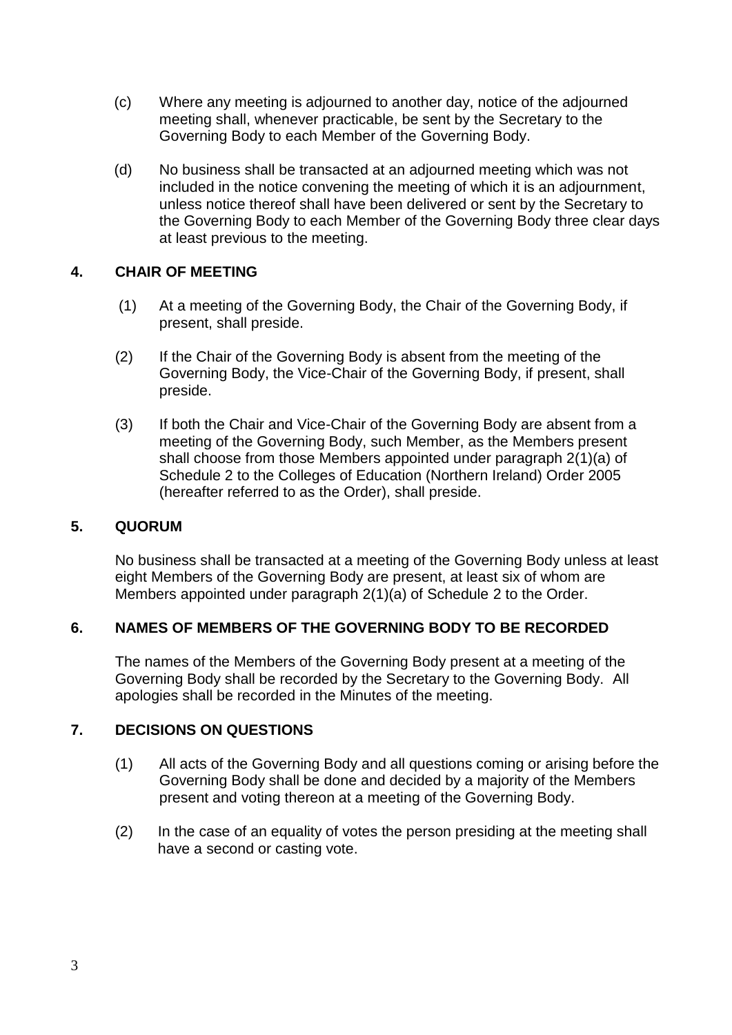(c) Where any meeting is adjourned to another day, notice of the adjourned meeting shall, whenever practicable, be sent by the Secretary to the Governing Body to each Member of the Governing Body.

(d) No business shall be transacted at an adjourned meeting which was not included in the notice convening the meeting of which it is an adjournment, unless notice thereof shall have been delivered or sent by the Secretary to the Governing Body to each Member of the Governing Body three clear days at least previous to the meeting.

## 4. CHAIR OF MEETING

(1) At a meeting of the Governing Body, the Chair of the Governing Body, if present, shall preside.

(2) If the Chair of the Governing Body is absent from the meeting of the Governing Body, the Vice-Chair of the Governing Body, if present, shall preside.

(3) If both the Chair and Vice-Chair of the Governing Body are absent from a meeting of the Governing Body, such Member, as the Members present shall choose from those Members appointed under paragraph 2(1)(a) of Schedule 2 to the Colleges of Education (Northern Ireland) Order 2005 (hereafter referred to as the Order), shall preside.

## 5. QUORUM

No business shall be transacted at a meeting of the Governing Body unless at least eight Members of the Governing Body are present, at least six of whom are Members appointed under paragraph 2(1)(a) of Schedule 2 to the Order.

## 6. NAMES OF MEMBERS OF THE GOVERNING BODY TO BE RECORDED

The names of the Members of the Governing Body present at a meeting of the Governing Body shall be recorded by the Secretary to the Governing Body. All apologies shall be recorded in the Minutes of the meeting.

## 7. DECISIONS ON QUESTIONS

(1) All acts of the Governing Body and all questions coming or arising before the Governing Body shall be done and decided by a majority of the Members present and voting thereon at a meeting of the Governing Body.

(2) In the case of an equality of votes the person presiding at the meeting shall have a second or casting vote.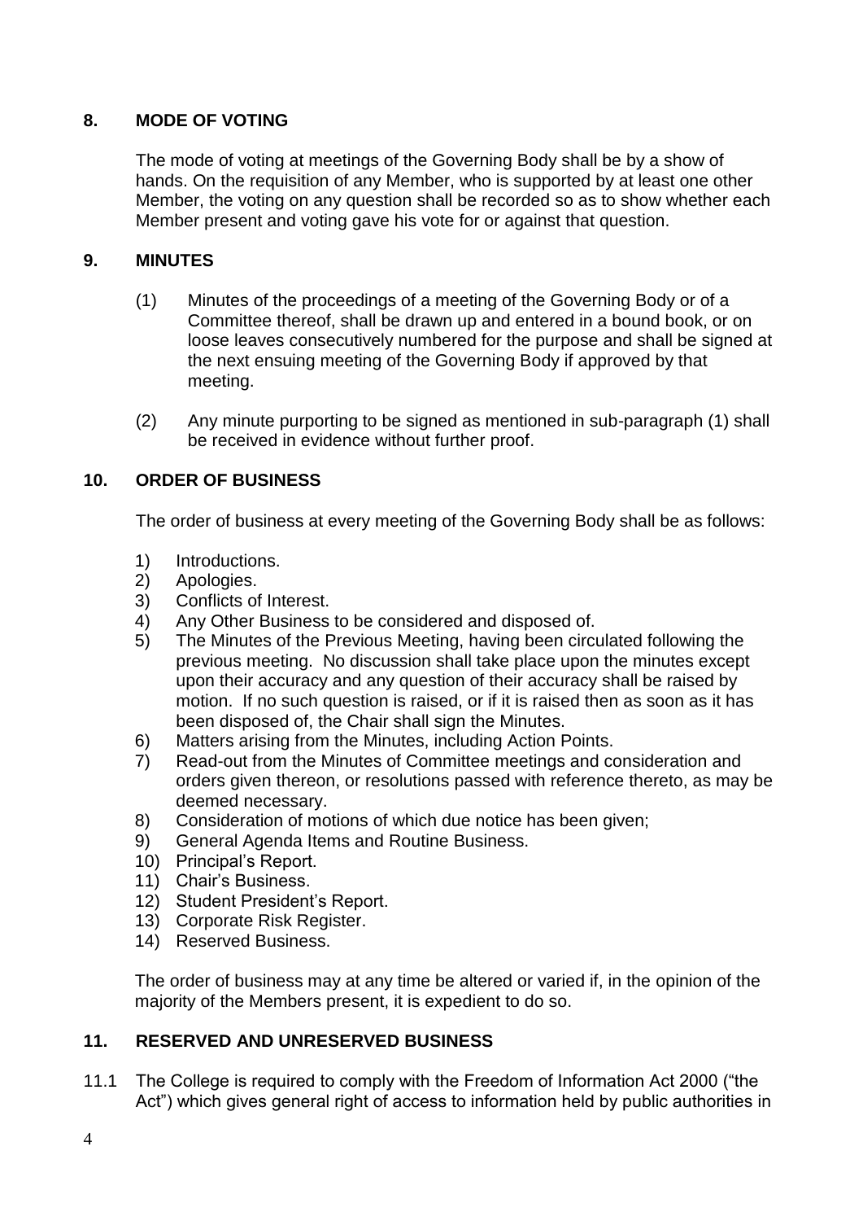## 8. MODE OF VOTING

The mode of voting at meetings of the Governing Body shall be by a show of hands. On the requisition of any Member, who is supported by at least one other Member, the voting on any question shall be recorded so as to show whether each Member present and voting gave his vote for or against that question.

## 9. MINUTES

(1) Minutes of the proceedings of a meeting of the Governing Body or of a Committee thereof, shall be drawn up and entered in a bound book, or on loose leaves consecutively numbered for the purpose and shall be signed at the next ensuing meeting of the Governing Body if approved by that meeting.

(2) Any minute purporting to be signed as mentioned in sub-paragraph (1) shall be received in evidence without further proof.

## 10. ORDER OF BUSINESS

The order of business at every meeting of the Governing Body shall be as follows:

1) Introductions.
2) Apologies.
3) Conflicts of Interest.
4) Any Other Business to be considered and disposed of.
5) The Minutes of the Previous Meeting, having been circulated following the previous meeting. No discussion shall take place upon the minutes except upon their accuracy and any question of their accuracy shall be raised by motion. If no such question is raised, or if it is raised then as soon as it has been disposed of, the Chair shall sign the Minutes.
6) Matters arising from the Minutes, including Action Points.
7) Read-out from the Minutes of Committee meetings and consideration and orders given thereon, or resolutions passed with reference thereto, as may be deemed necessary.
8) Consideration of motions of which due notice has been given;
9) General Agenda Items and Routine Business.
10) Principal's Report.
11) Chair's Business.
12) Student President's Report.
13) Corporate Risk Register.
14) Reserved Business.

The order of business may at any time be altered or varied if, in the opinion of the majority of the Members present, it is expedient to do so.

## 11. RESERVED AND UNRESERVED BUSINESS

11.1 The College is required to comply with the Freedom of Information Act 2000 ("the Act") which gives general right of access to information held by public authorities in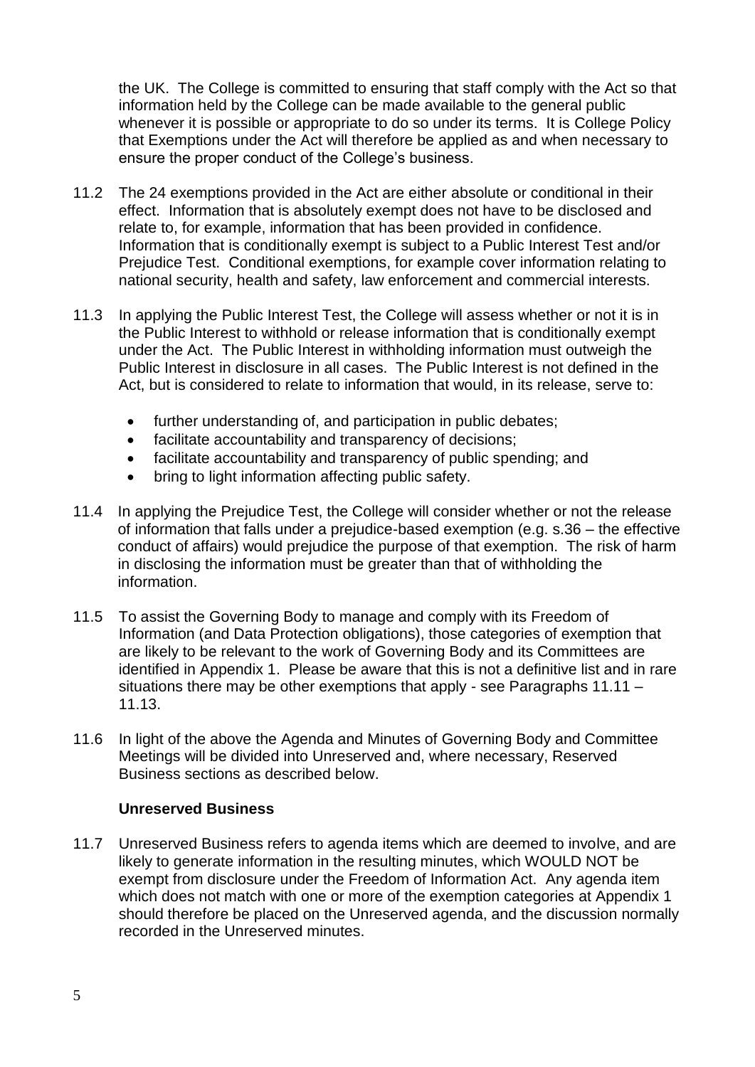the UK. The College is committed to ensuring that staff comply with the Act so that information held by the College can be made available to the general public whenever it is possible or appropriate to do so under its terms. It is College Policy that Exemptions under the Act will therefore be applied as and when necessary to ensure the proper conduct of the College's business.

11.2 The 24 exemptions provided in the Act are either absolute or conditional in their effect. Information that is absolutely exempt does not have to be disclosed and relate to, for example, information that has been provided in confidence. Information that is conditionally exempt is subject to a Public Interest Test and/or Prejudice Test. Conditional exemptions, for example cover information relating to national security, health and safety, law enforcement and commercial interests.

11.3 In applying the Public Interest Test, the College will assess whether or not it is in the Public Interest to withhold or release information that is conditionally exempt under the Act. The Public Interest in withholding information must outweigh the Public Interest in disclosure in all cases. The Public Interest is not defined in the Act, but is considered to relate to information that would, in its release, serve to:

- further understanding of, and participation in public debates;
- facilitate accountability and transparency of decisions;
- facilitate accountability and transparency of public spending; and
- bring to light information affecting public safety.

11.4 In applying the Prejudice Test, the College will consider whether or not the release of information that falls under a prejudice-based exemption (e.g. s.36 – the effective conduct of affairs) would prejudice the purpose of that exemption. The risk of harm in disclosing the information must be greater than that of withholding the information.

11.5 To assist the Governing Body to manage and comply with its Freedom of Information (and Data Protection obligations), those categories of exemption that are likely to be relevant to the work of Governing Body and its Committees are identified in Appendix 1. Please be aware that this is not a definitive list and in rare situations there may be other exemptions that apply - see Paragraphs 11.11 – 11.13.

11.6 In light of the above the Agenda and Minutes of Governing Body and Committee Meetings will be divided into Unreserved and, where necessary, Reserved Business sections as described below.

**Unreserved Business**

11.7 Unreserved Business refers to agenda items which are deemed to involve, and are likely to generate information in the resulting minutes, which WOULD NOT be exempt from disclosure under the Freedom of Information Act. Any agenda item which does not match with one or more of the exemption categories at Appendix 1 should therefore be placed on the Unreserved agenda, and the discussion normally recorded in the Unreserved minutes.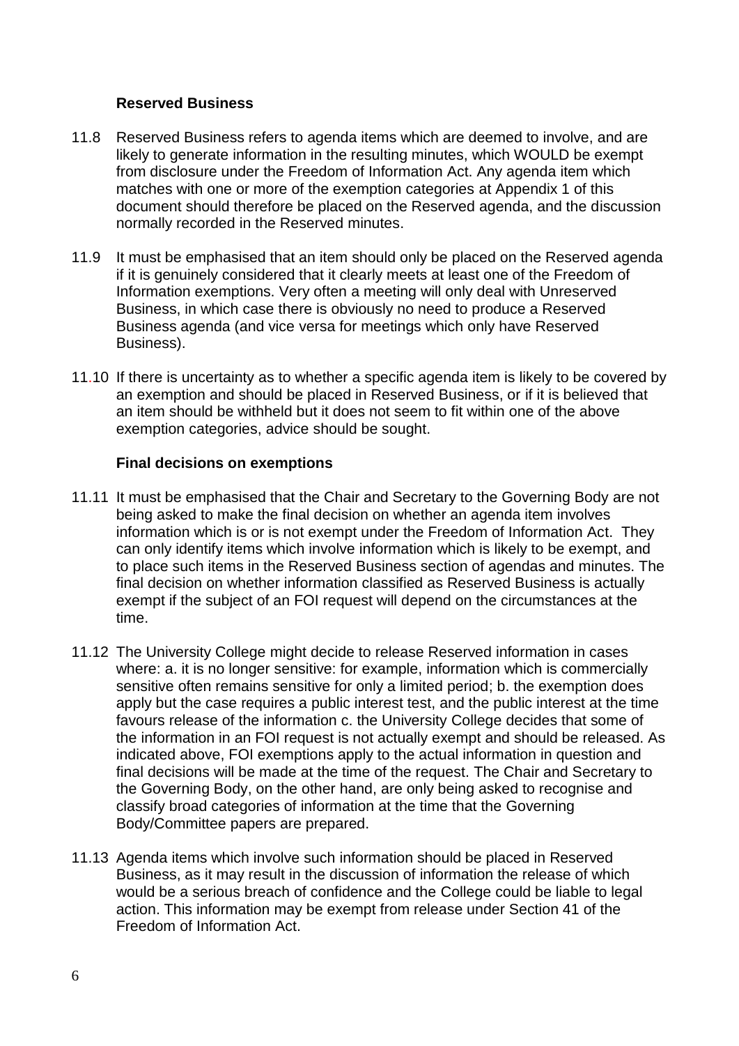### Reserved Business

11.8 Reserved Business refers to agenda items which are deemed to involve, and are likely to generate information in the resulting minutes, which WOULD be exempt from disclosure under the Freedom of Information Act. Any agenda item which matches with one or more of the exemption categories at Appendix 1 of this document should therefore be placed on the Reserved agenda, and the discussion normally recorded in the Reserved minutes.

11.9 It must be emphasised that an item should only be placed on the Reserved agenda if it is genuinely considered that it clearly meets at least one of the Freedom of Information exemptions. Very often a meeting will only deal with Unreserved Business, in which case there is obviously no need to produce a Reserved Business agenda (and vice versa for meetings which only have Reserved Business).

11.10 If there is uncertainty as to whether a specific agenda item is likely to be covered by an exemption and should be placed in Reserved Business, or if it is believed that an item should be withheld but it does not seem to fit within one of the above exemption categories, advice should be sought.

### Final decisions on exemptions

11.11 It must be emphasised that the Chair and Secretary to the Governing Body are not being asked to make the final decision on whether an agenda item involves information which is or is not exempt under the Freedom of Information Act. They can only identify items which involve information which is likely to be exempt, and to place such items in the Reserved Business section of agendas and minutes. The final decision on whether information classified as Reserved Business is actually exempt if the subject of an FOI request will depend on the circumstances at the time.

11.12 The University College might decide to release Reserved information in cases where: a. it is no longer sensitive: for example, information which is commercially sensitive often remains sensitive for only a limited period; b. the exemption does apply but the case requires a public interest test, and the public interest at the time favours release of the information c. the University College decides that some of the information in an FOI request is not actually exempt and should be released. As indicated above, FOI exemptions apply to the actual information in question and final decisions will be made at the time of the request. The Chair and Secretary to the Governing Body, on the other hand, are only being asked to recognise and classify broad categories of information at the time that the Governing Body/Committee papers are prepared.

11.13 Agenda items which involve such information should be placed in Reserved Business, as it may result in the discussion of information the release of which would be a serious breach of confidence and the College could be liable to legal action. This information may be exempt from release under Section 41 of the Freedom of Information Act.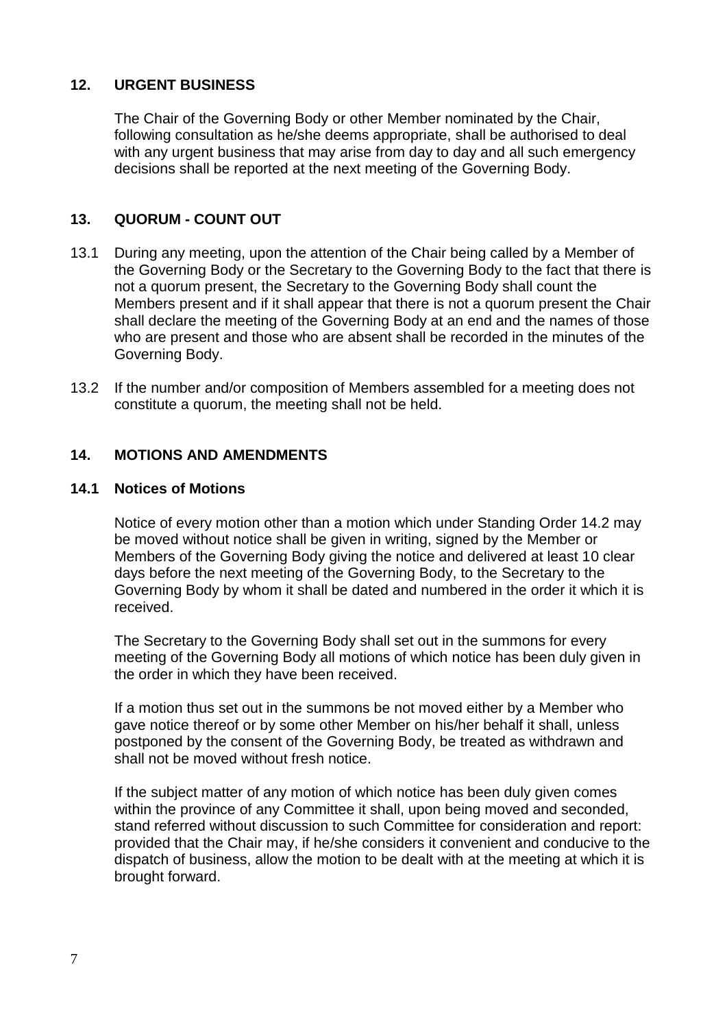## 12. URGENT BUSINESS

The Chair of the Governing Body or other Member nominated by the Chair, following consultation as he/she deems appropriate, shall be authorised to deal with any urgent business that may arise from day to day and all such emergency decisions shall be reported at the next meeting of the Governing Body.

## 13. QUORUM - COUNT OUT

13.1 During any meeting, upon the attention of the Chair being called by a Member of the Governing Body or the Secretary to the Governing Body to the fact that there is not a quorum present, the Secretary to the Governing Body shall count the Members present and if it shall appear that there is not a quorum present the Chair shall declare the meeting of the Governing Body at an end and the names of those who are present and those who are absent shall be recorded in the minutes of the Governing Body.

13.2 If the number and/or composition of Members assembled for a meeting does not constitute a quorum, the meeting shall not be held.

## 14. MOTIONS AND AMENDMENTS

### 14.1 Notices of Motions

Notice of every motion other than a motion which under Standing Order 14.2 may be moved without notice shall be given in writing, signed by the Member or Members of the Governing Body giving the notice and delivered at least 10 clear days before the next meeting of the Governing Body, to the Secretary to the Governing Body by whom it shall be dated and numbered in the order it which it is received.

The Secretary to the Governing Body shall set out in the summons for every meeting of the Governing Body all motions of which notice has been duly given in the order in which they have been received.

If a motion thus set out in the summons be not moved either by a Member who gave notice thereof or by some other Member on his/her behalf it shall, unless postponed by the consent of the Governing Body, be treated as withdrawn and shall not be moved without fresh notice.

If the subject matter of any motion of which notice has been duly given comes within the province of any Committee it shall, upon being moved and seconded, stand referred without discussion to such Committee for consideration and report: provided that the Chair may, if he/she considers it convenient and conducive to the dispatch of business, allow the motion to be dealt with at the meeting at which it is brought forward.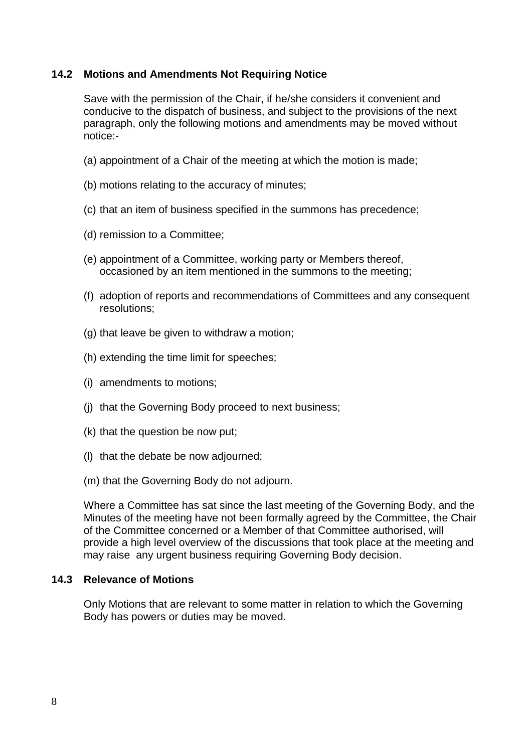### 14.2 Motions and Amendments Not Requiring Notice

Save with the permission of the Chair, if he/she considers it convenient and conducive to the dispatch of business, and subject to the provisions of the next paragraph, only the following motions and amendments may be moved without notice:-

(a) appointment of a Chair of the meeting at which the motion is made;

(b) motions relating to the accuracy of minutes;

(c) that an item of business specified in the summons has precedence;

(d) remission to a Committee;

(e) appointment of a Committee, working party or Members thereof, occasioned by an item mentioned in the summons to the meeting;

(f) adoption of reports and recommendations of Committees and any consequent resolutions;

(g) that leave be given to withdraw a motion;

(h) extending the time limit for speeches;

(i) amendments to motions;

(j) that the Governing Body proceed to next business;

(k) that the question be now put;

(l) that the debate be now adjourned;

(m) that the Governing Body do not adjourn.

Where a Committee has sat since the last meeting of the Governing Body, and the Minutes of the meeting have not been formally agreed by the Committee, the Chair of the Committee concerned or a Member of that Committee authorised, will provide a high level overview of the discussions that took place at the meeting and may raise any urgent business requiring Governing Body decision.

### 14.3 Relevance of Motions

Only Motions that are relevant to some matter in relation to which the Governing Body has powers or duties may be moved.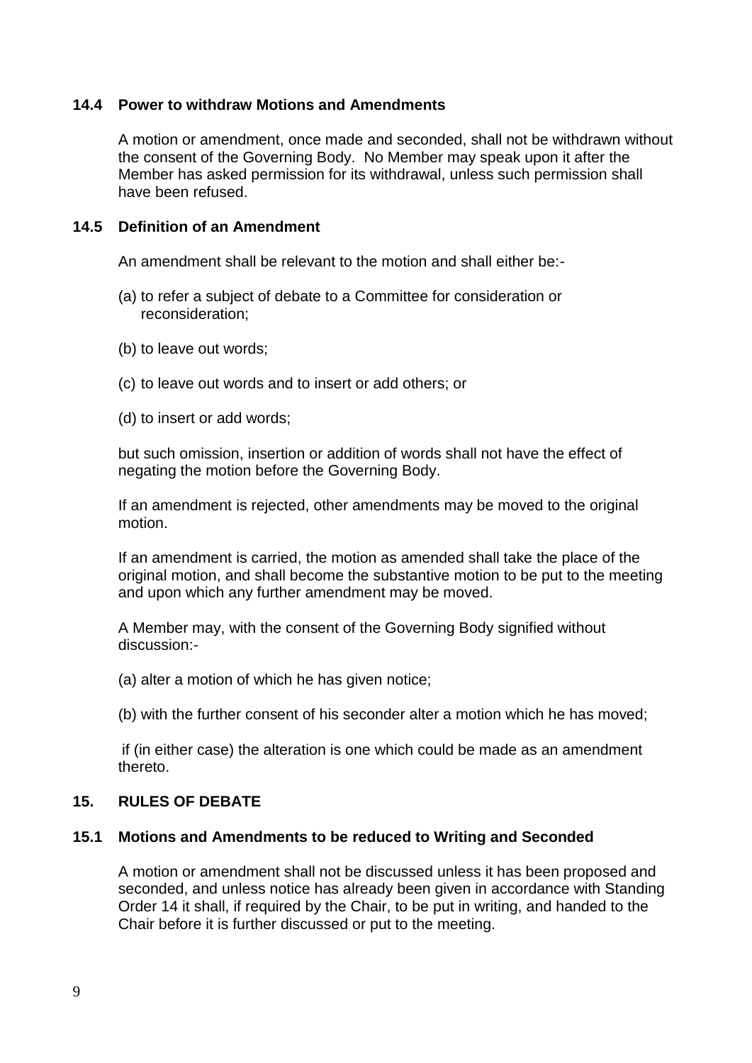### 14.4 Power to withdraw Motions and Amendments

A motion or amendment, once made and seconded, shall not be withdrawn without the consent of the Governing Body. No Member may speak upon it after the Member has asked permission for its withdrawal, unless such permission shall have been refused.

### 14.5 Definition of an Amendment

An amendment shall be relevant to the motion and shall either be:-

(a) to refer a subject of debate to a Committee for consideration or reconsideration;

(b) to leave out words;

(c) to leave out words and to insert or add others; or

(d) to insert or add words;

but such omission, insertion or addition of words shall not have the effect of negating the motion before the Governing Body.

If an amendment is rejected, other amendments may be moved to the original motion.

If an amendment is carried, the motion as amended shall take the place of the original motion, and shall become the substantive motion to be put to the meeting and upon which any further amendment may be moved.

A Member may, with the consent of the Governing Body signified without discussion:-

(a) alter a motion of which he has given notice;

(b) with the further consent of his seconder alter a motion which he has moved;

if (in either case) the alteration is one which could be made as an amendment thereto.

## 15. RULES OF DEBATE

### 15.1 Motions and Amendments to be reduced to Writing and Seconded

A motion or amendment shall not be discussed unless it has been proposed and seconded, and unless notice has already been given in accordance with Standing Order 14 it shall, if required by the Chair, to be put in writing, and handed to the Chair before it is further discussed or put to the meeting.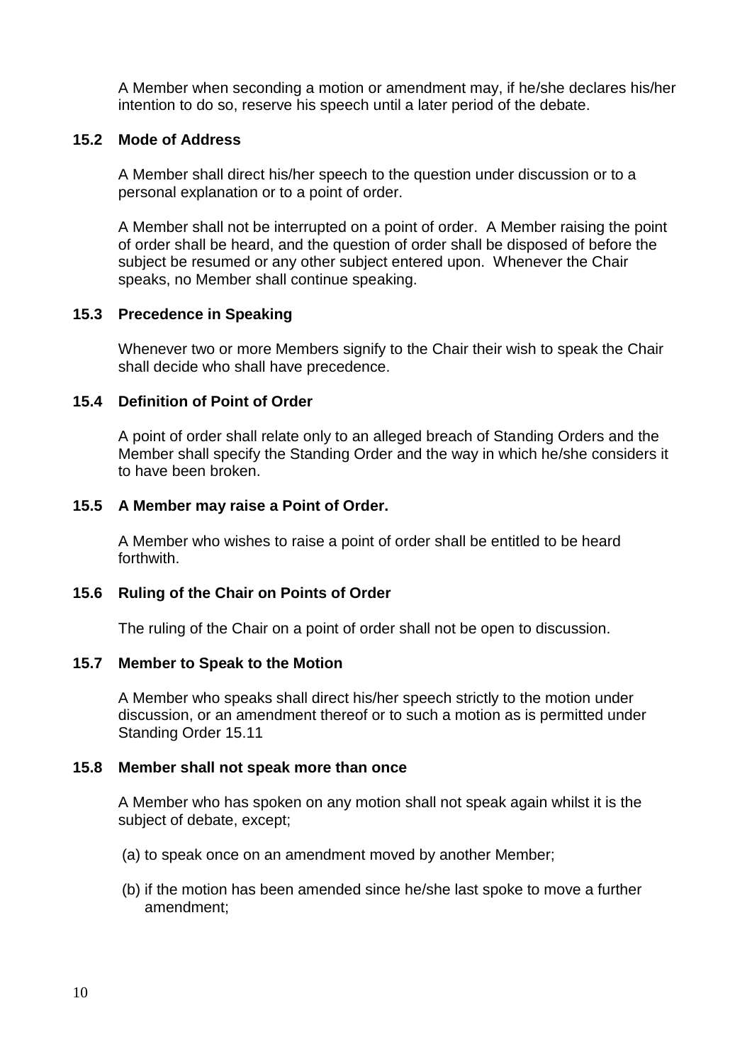A Member when seconding a motion or amendment may, if he/she declares his/her intention to do so, reserve his speech until a later period of the debate.

### 15.2 Mode of Address

A Member shall direct his/her speech to the question under discussion or to a personal explanation or to a point of order.

A Member shall not be interrupted on a point of order. A Member raising the point of order shall be heard, and the question of order shall be disposed of before the subject be resumed or any other subject entered upon. Whenever the Chair speaks, no Member shall continue speaking.

### 15.3 Precedence in Speaking

Whenever two or more Members signify to the Chair their wish to speak the Chair shall decide who shall have precedence.

### 15.4 Definition of Point of Order

A point of order shall relate only to an alleged breach of Standing Orders and the Member shall specify the Standing Order and the way in which he/she considers it to have been broken.

### 15.5 A Member may raise a Point of Order.

A Member who wishes to raise a point of order shall be entitled to be heard forthwith.

### 15.6 Ruling of the Chair on Points of Order

The ruling of the Chair on a point of order shall not be open to discussion.

### 15.7 Member to Speak to the Motion

A Member who speaks shall direct his/her speech strictly to the motion under discussion, or an amendment thereof or to such a motion as is permitted under Standing Order 15.11

### 15.8 Member shall not speak more than once

A Member who has spoken on any motion shall not speak again whilst it is the subject of debate, except;

(a) to speak once on an amendment moved by another Member;

(b) if the motion has been amended since he/she last spoke to move a further amendment;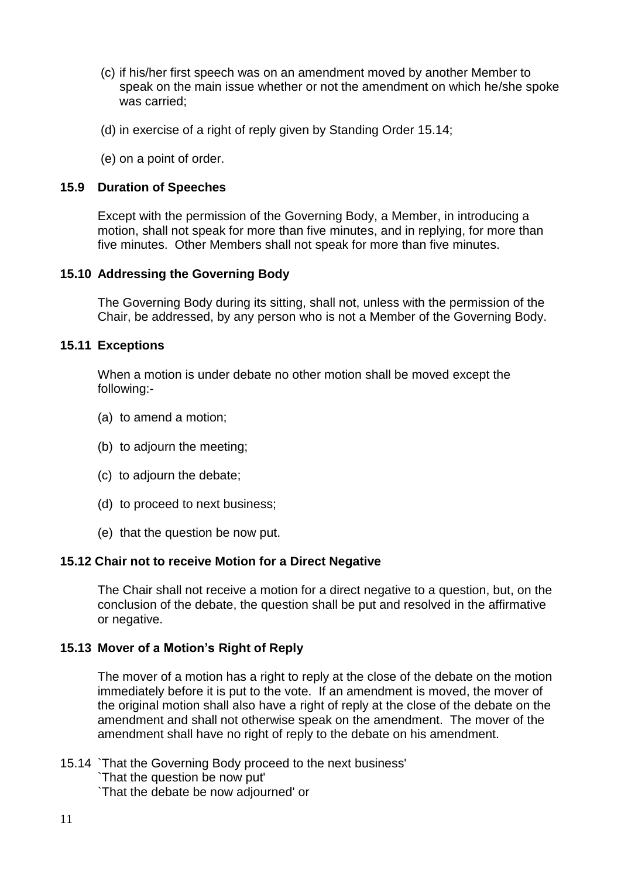(c) if his/her first speech was on an amendment moved by another Member to speak on the main issue whether or not the amendment on which he/she spoke was carried;

(d) in exercise of a right of reply given by Standing Order 15.14;

(e) on a point of order.

**15.9 Duration of Speeches**

Except with the permission of the Governing Body, a Member, in introducing a motion, shall not speak for more than five minutes, and in replying, for more than five minutes. Other Members shall not speak for more than five minutes.

**15.10 Addressing the Governing Body**

The Governing Body during its sitting, shall not, unless with the permission of the Chair, be addressed, by any person who is not a Member of the Governing Body.

**15.11 Exceptions**

When a motion is under debate no other motion shall be moved except the following:-

(a) to amend a motion;

(b) to adjourn the meeting;

(c) to adjourn the debate;

(d) to proceed to next business;

(e) that the question be now put.

**15.12 Chair not to receive Motion for a Direct Negative**

The Chair shall not receive a motion for a direct negative to a question, but, on the conclusion of the debate, the question shall be put and resolved in the affirmative or negative.

**15.13 Mover of a Motion's Right of Reply**

The mover of a motion has a right to reply at the close of the debate on the motion immediately before it is put to the vote. If an amendment is moved, the mover of the original motion shall also have a right of reply at the close of the debate on the amendment and shall not otherwise speak on the amendment. The mover of the amendment shall have no right of reply to the debate on his amendment.

15.14 `That the Governing Body proceed to the next business'
`That the question be now put'
`That the debate be now adjourned' or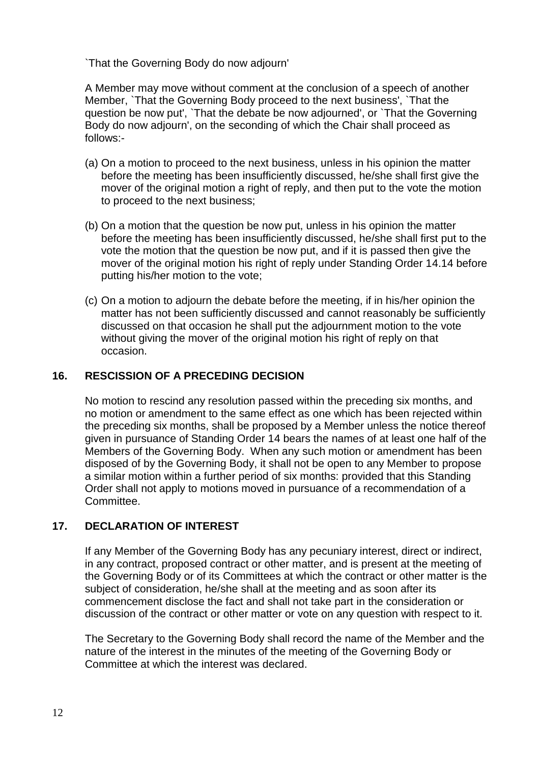`That the Governing Body do now adjourn'

A Member may move without comment at the conclusion of a speech of another Member, `That the Governing Body proceed to the next business', `That the question be now put', `That the debate be now adjourned', or `That the Governing Body do now adjourn', on the seconding of which the Chair shall proceed as follows:-

(a) On a motion to proceed to the next business, unless in his opinion the matter before the meeting has been insufficiently discussed, he/she shall first give the mover of the original motion a right of reply, and then put to the vote the motion to proceed to the next business;

(b) On a motion that the question be now put, unless in his opinion the matter before the meeting has been insufficiently discussed, he/she shall first put to the vote the motion that the question be now put, and if it is passed then give the mover of the original motion his right of reply under Standing Order 14.14 before putting his/her motion to the vote;

(c) On a motion to adjourn the debate before the meeting, if in his/her opinion the matter has not been sufficiently discussed and cannot reasonably be sufficiently discussed on that occasion he shall put the adjournment motion to the vote without giving the mover of the original motion his right of reply on that occasion.

## 16. RESCISSION OF A PRECEDING DECISION

No motion to rescind any resolution passed within the preceding six months, and no motion or amendment to the same effect as one which has been rejected within the preceding six months, shall be proposed by a Member unless the notice thereof given in pursuance of Standing Order 14 bears the names of at least one half of the Members of the Governing Body. When any such motion or amendment has been disposed of by the Governing Body, it shall not be open to any Member to propose a similar motion within a further period of six months: provided that this Standing Order shall not apply to motions moved in pursuance of a recommendation of a Committee.

## 17. DECLARATION OF INTEREST

If any Member of the Governing Body has any pecuniary interest, direct or indirect, in any contract, proposed contract or other matter, and is present at the meeting of the Governing Body or of its Committees at which the contract or other matter is the subject of consideration, he/she shall at the meeting and as soon after its commencement disclose the fact and shall not take part in the consideration or discussion of the contract or other matter or vote on any question with respect to it.

The Secretary to the Governing Body shall record the name of the Member and the nature of the interest in the minutes of the meeting of the Governing Body or Committee at which the interest was declared.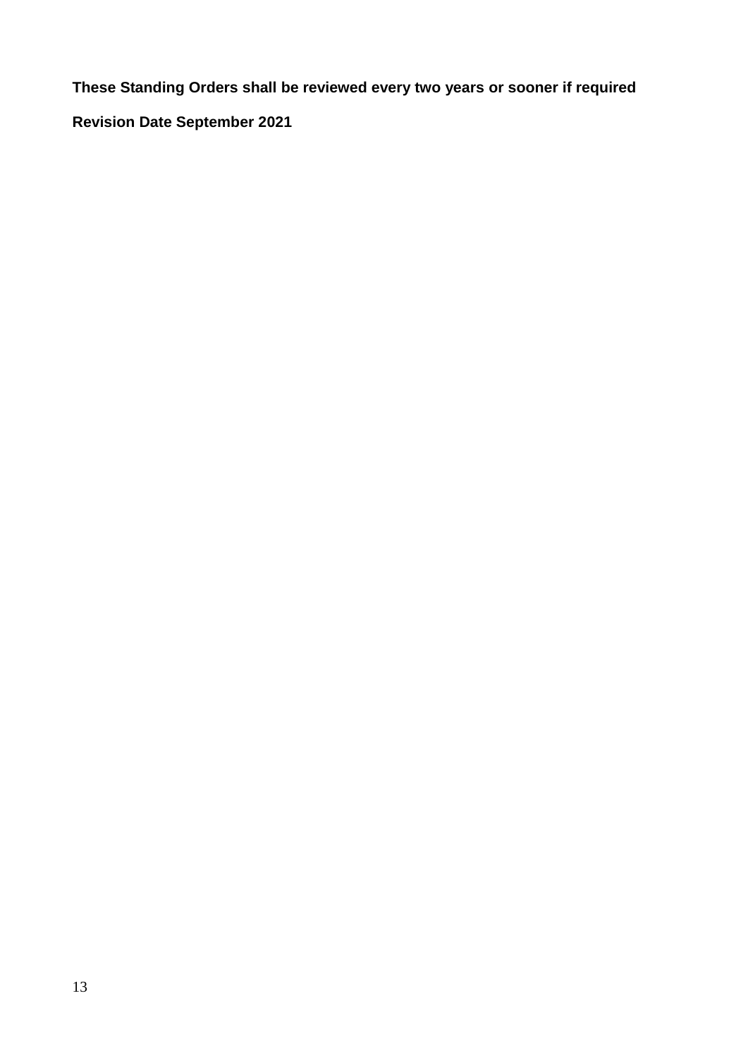**These Standing Orders shall be reviewed every two years or sooner if required**

**Revision Date September 2021**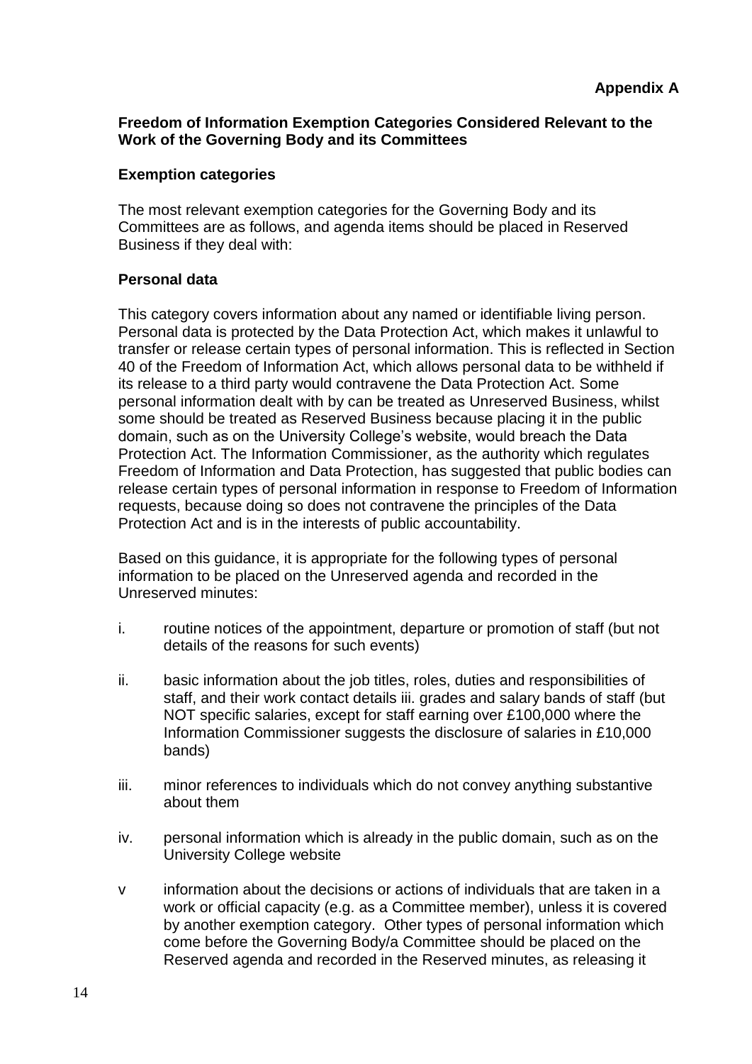**Appendix A**

**Freedom of Information Exemption Categories Considered Relevant to the Work of the Governing Body and its Committees**

**Exemption categories**

The most relevant exemption categories for the Governing Body and its Committees are as follows, and agenda items should be placed in Reserved Business if they deal with:

**Personal data**

This category covers information about any named or identifiable living person. Personal data is protected by the Data Protection Act, which makes it unlawful to transfer or release certain types of personal information. This is reflected in Section 40 of the Freedom of Information Act, which allows personal data to be withheld if its release to a third party would contravene the Data Protection Act. Some personal information dealt with by can be treated as Unreserved Business, whilst some should be treated as Reserved Business because placing it in the public domain, such as on the University College's website, would breach the Data Protection Act. The Information Commissioner, as the authority which regulates Freedom of Information and Data Protection, has suggested that public bodies can release certain types of personal information in response to Freedom of Information requests, because doing so does not contravene the principles of the Data Protection Act and is in the interests of public accountability.

Based on this guidance, it is appropriate for the following types of personal information to be placed on the Unreserved agenda and recorded in the Unreserved minutes:

i. routine notices of the appointment, departure or promotion of staff (but not details of the reasons for such events)

ii. basic information about the job titles, roles, duties and responsibilities of staff, and their work contact details iii. grades and salary bands of staff (but NOT specific salaries, except for staff earning over £100,000 where the Information Commissioner suggests the disclosure of salaries in £10,000 bands)

iii. minor references to individuals which do not convey anything substantive about them

iv. personal information which is already in the public domain, such as on the University College website

v information about the decisions or actions of individuals that are taken in a work or official capacity (e.g. as a Committee member), unless it is covered by another exemption category. Other types of personal information which come before the Governing Body/a Committee should be placed on the Reserved agenda and recorded in the Reserved minutes, as releasing it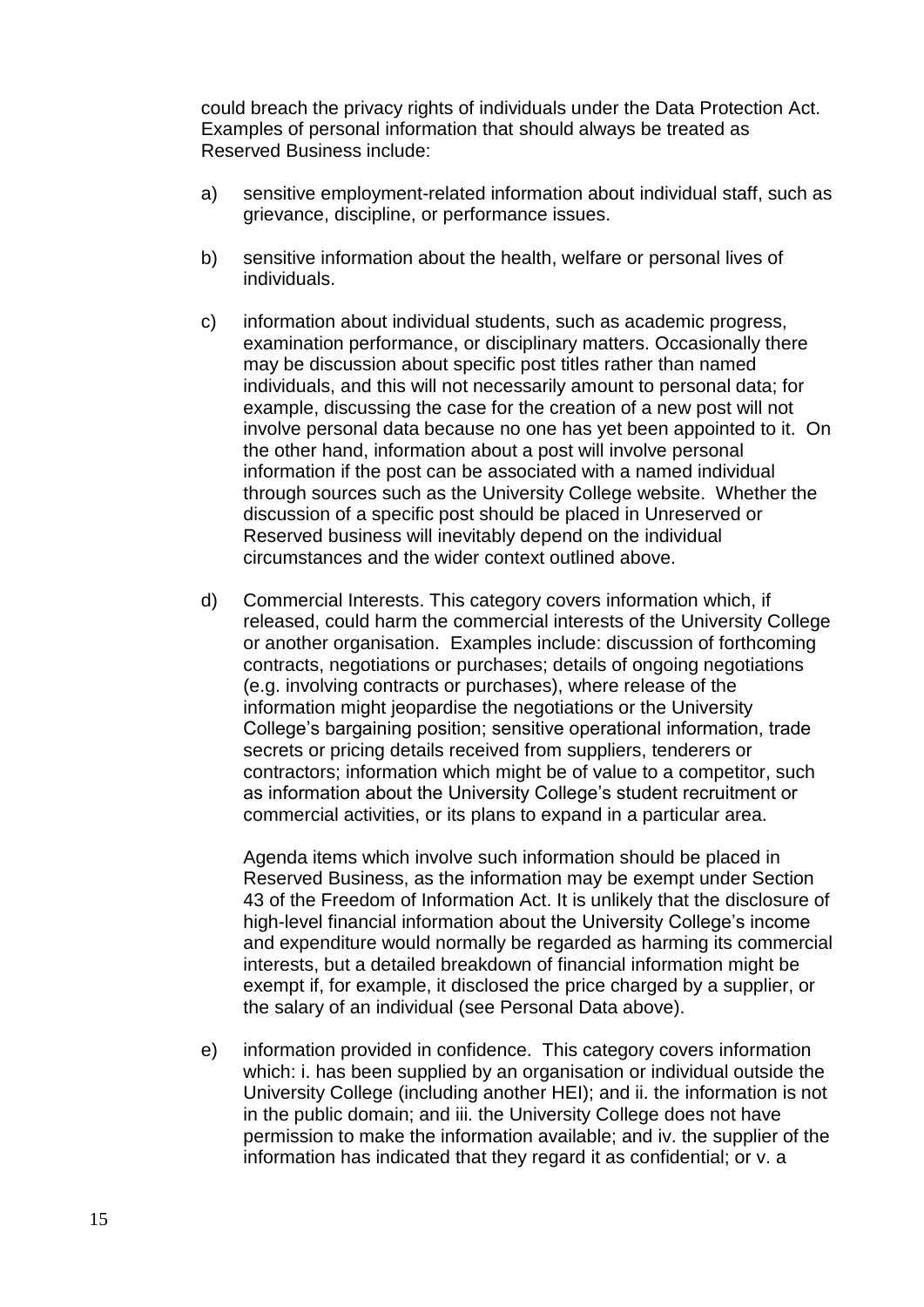could breach the privacy rights of individuals under the Data Protection Act. Examples of personal information that should always be treated as Reserved Business include:

a) sensitive employment-related information about individual staff, such as grievance, discipline, or performance issues.

b) sensitive information about the health, welfare or personal lives of individuals.

c) information about individual students, such as academic progress, examination performance, or disciplinary matters. Occasionally there may be discussion about specific post titles rather than named individuals, and this will not necessarily amount to personal data; for example, discussing the case for the creation of a new post will not involve personal data because no one has yet been appointed to it. On the other hand, information about a post will involve personal information if the post can be associated with a named individual through sources such as the University College website. Whether the discussion of a specific post should be placed in Unreserved or Reserved business will inevitably depend on the individual circumstances and the wider context outlined above.

d) Commercial Interests. This category covers information which, if released, could harm the commercial interests of the University College or another organisation. Examples include: discussion of forthcoming contracts, negotiations or purchases; details of ongoing negotiations (e.g. involving contracts or purchases), where release of the information might jeopardise the negotiations or the University College's bargaining position; sensitive operational information, trade secrets or pricing details received from suppliers, tenderers or contractors; information which might be of value to a competitor, such as information about the University College's student recruitment or commercial activities, or its plans to expand in a particular area.

   Agenda items which involve such information should be placed in Reserved Business, as the information may be exempt under Section 43 of the Freedom of Information Act. It is unlikely that the disclosure of high-level financial information about the University College's income and expenditure would normally be regarded as harming its commercial interests, but a detailed breakdown of financial information might be exempt if, for example, it disclosed the price charged by a supplier, or the salary of an individual (see Personal Data above).

e) information provided in confidence. This category covers information which: i. has been supplied by an organisation or individual outside the University College (including another HEI); and ii. the information is not in the public domain; and iii. the University College does not have permission to make the information available; and iv. the supplier of the information has indicated that they regard it as confidential; or v. a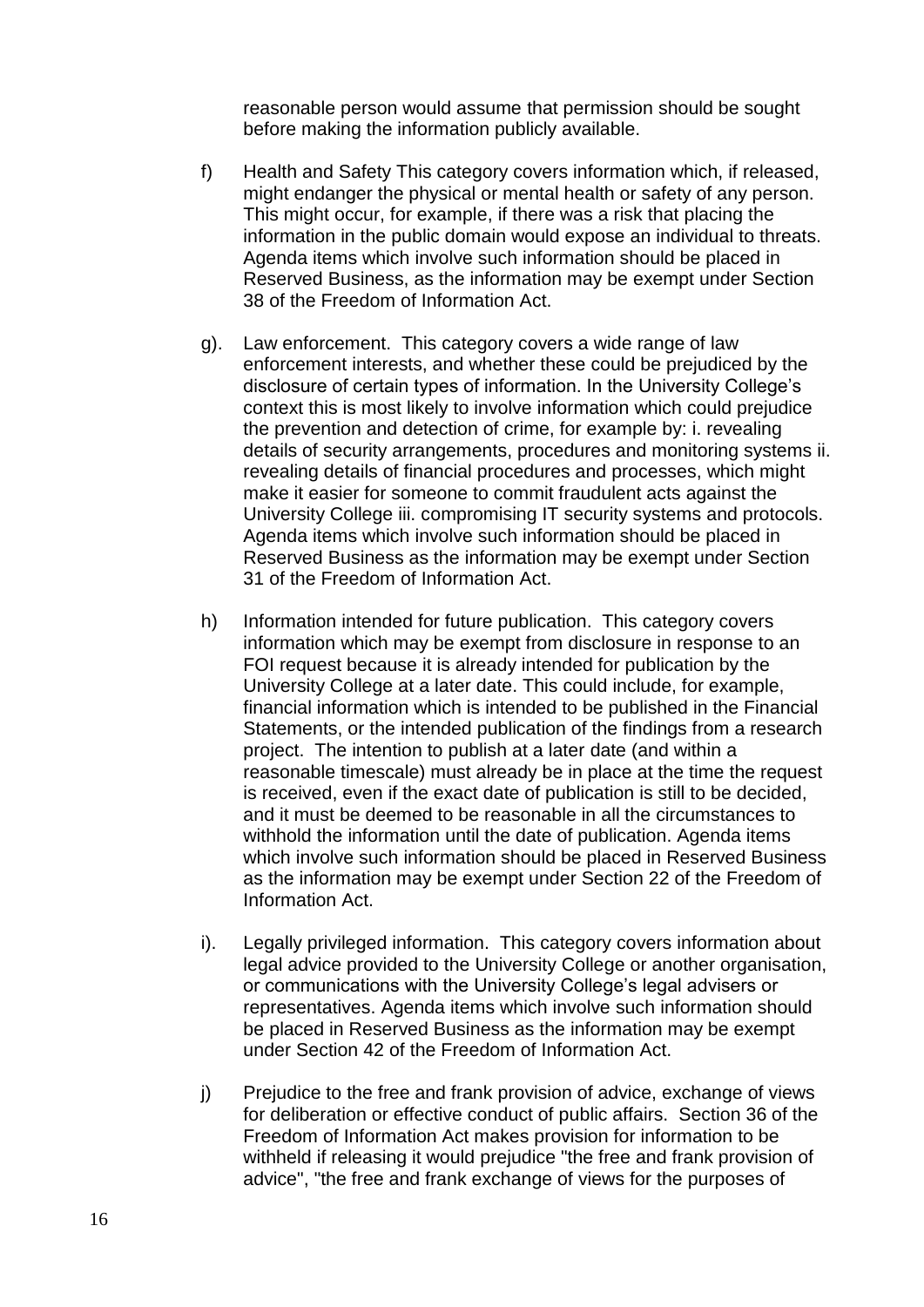reasonable person would assume that permission should be sought before making the information publicly available.

f) Health and Safety This category covers information which, if released, might endanger the physical or mental health or safety of any person. This might occur, for example, if there was a risk that placing the information in the public domain would expose an individual to threats. Agenda items which involve such information should be placed in Reserved Business, as the information may be exempt under Section 38 of the Freedom of Information Act.

g). Law enforcement. This category covers a wide range of law enforcement interests, and whether these could be prejudiced by the disclosure of certain types of information. In the University College's context this is most likely to involve information which could prejudice the prevention and detection of crime, for example by: i. revealing details of security arrangements, procedures and monitoring systems ii. revealing details of financial procedures and processes, which might make it easier for someone to commit fraudulent acts against the University College iii. compromising IT security systems and protocols. Agenda items which involve such information should be placed in Reserved Business as the information may be exempt under Section 31 of the Freedom of Information Act.

h) Information intended for future publication. This category covers information which may be exempt from disclosure in response to an FOI request because it is already intended for publication by the University College at a later date. This could include, for example, financial information which is intended to be published in the Financial Statements, or the intended publication of the findings from a research project. The intention to publish at a later date (and within a reasonable timescale) must already be in place at the time the request is received, even if the exact date of publication is still to be decided, and it must be deemed to be reasonable in all the circumstances to withhold the information until the date of publication. Agenda items which involve such information should be placed in Reserved Business as the information may be exempt under Section 22 of the Freedom of Information Act.

i). Legally privileged information. This category covers information about legal advice provided to the University College or another organisation, or communications with the University College's legal advisers or representatives. Agenda items which involve such information should be placed in Reserved Business as the information may be exempt under Section 42 of the Freedom of Information Act.

j) Prejudice to the free and frank provision of advice, exchange of views for deliberation or effective conduct of public affairs. Section 36 of the Freedom of Information Act makes provision for information to be withheld if releasing it would prejudice "the free and frank provision of advice", "the free and frank exchange of views for the purposes of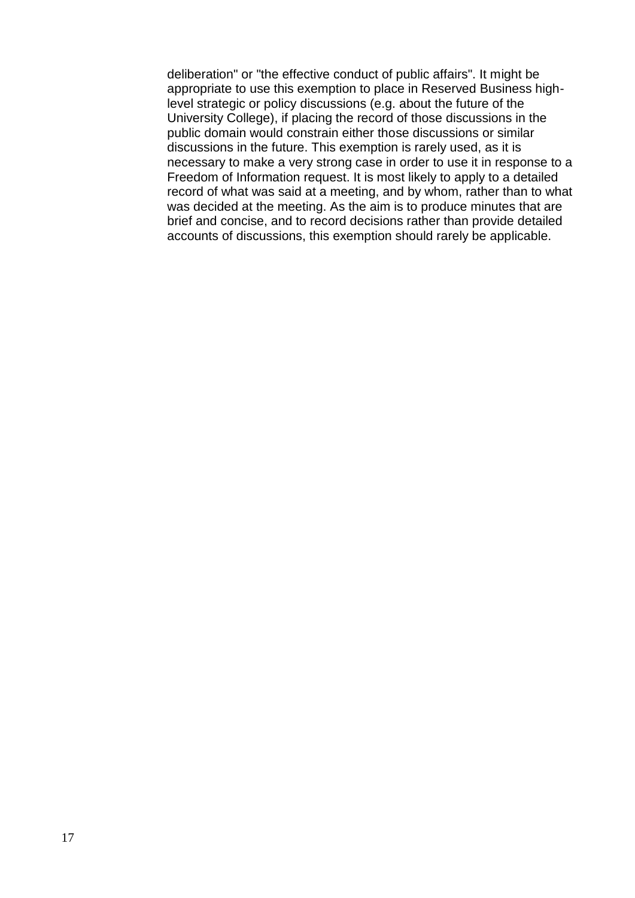deliberation" or "the effective conduct of public affairs". It might be appropriate to use this exemption to place in Reserved Business high-level strategic or policy discussions (e.g. about the future of the University College), if placing the record of those discussions in the public domain would constrain either those discussions or similar discussions in the future. This exemption is rarely used, as it is necessary to make a very strong case in order to use it in response to a Freedom of Information request. It is most likely to apply to a detailed record of what was said at a meeting, and by whom, rather than to what was decided at the meeting. As the aim is to produce minutes that are brief and concise, and to record decisions rather than provide detailed accounts of discussions, this exemption should rarely be applicable.